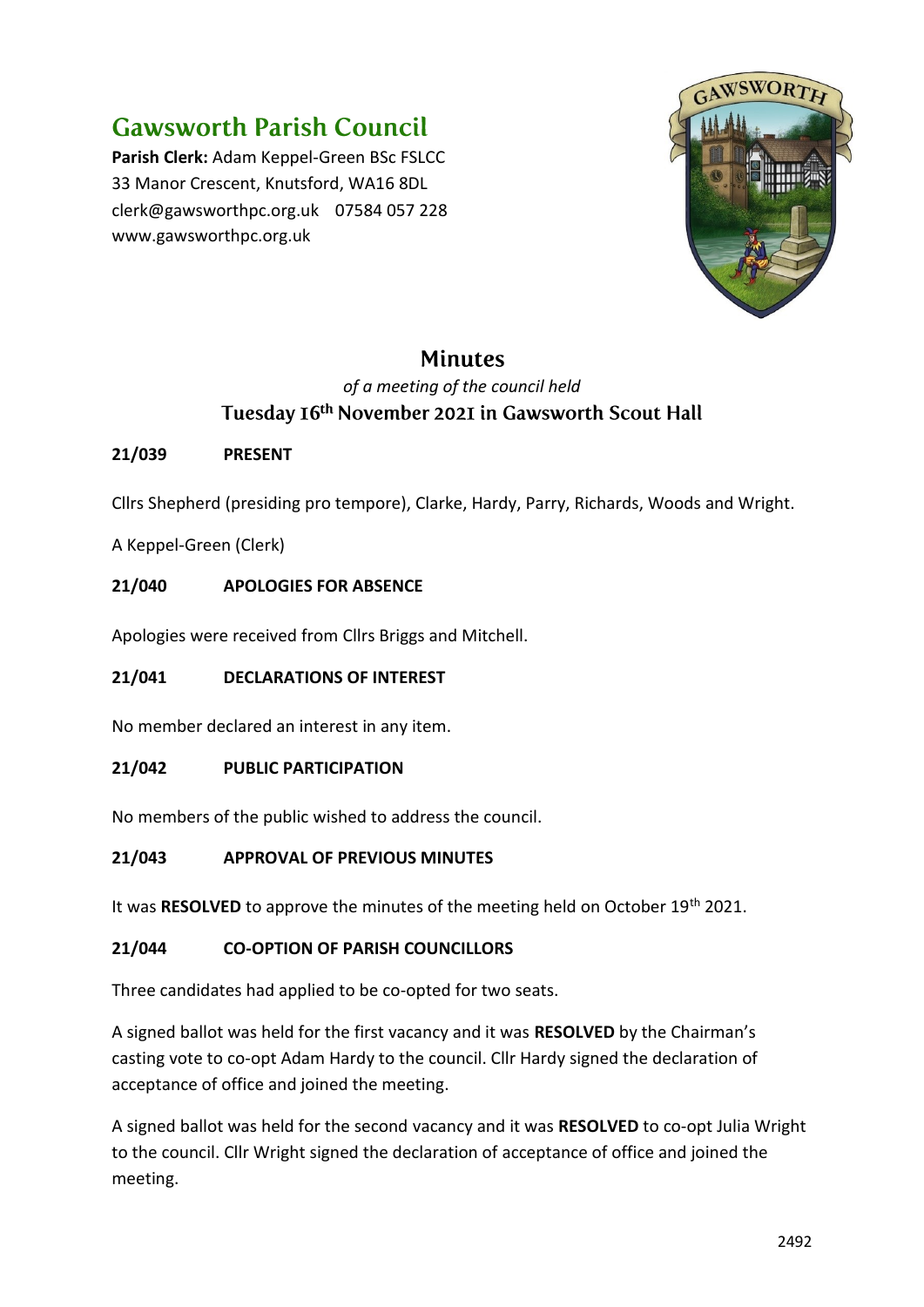# Gawsworth Parish Council

**Parish Clerk:** Adam Keppel-Green BSc FSLCC
33 Manor Crescent, Knutsford, WA16 8DL
clerk@gawsworthpc.org.uk 07584 057 228
www.gawsworthpc.org.uk

## Minutes

*of a meeting of the council held*

### Tuesday 16th November 2021 in Gawsworth Scout Hall

**21/039 PRESENT**

Cllrs Shepherd (presiding pro tempore), Clarke, Hardy, Parry, Richards, Woods and Wright.

A Keppel-Green (Clerk)

**21/040 APOLOGIES FOR ABSENCE**

Apologies were received from Cllrs Briggs and Mitchell.

**21/041 DECLARATIONS OF INTEREST**

No member declared an interest in any item.

**21/042 PUBLIC PARTICIPATION**

No members of the public wished to address the council.

**21/043 APPROVAL OF PREVIOUS MINUTES**

It was **RESOLVED** to approve the minutes of the meeting held on October 19th 2021.

**21/044 CO-OPTION OF PARISH COUNCILLORS**

Three candidates had applied to be co-opted for two seats.

A signed ballot was held for the first vacancy and it was **RESOLVED** by the Chairman's casting vote to co-opt Adam Hardy to the council. Cllr Hardy signed the declaration of acceptance of office and joined the meeting.

A signed ballot was held for the second vacancy and it was **RESOLVED** to co-opt Julia Wright to the council. Cllr Wright signed the declaration of acceptance of office and joined the meeting.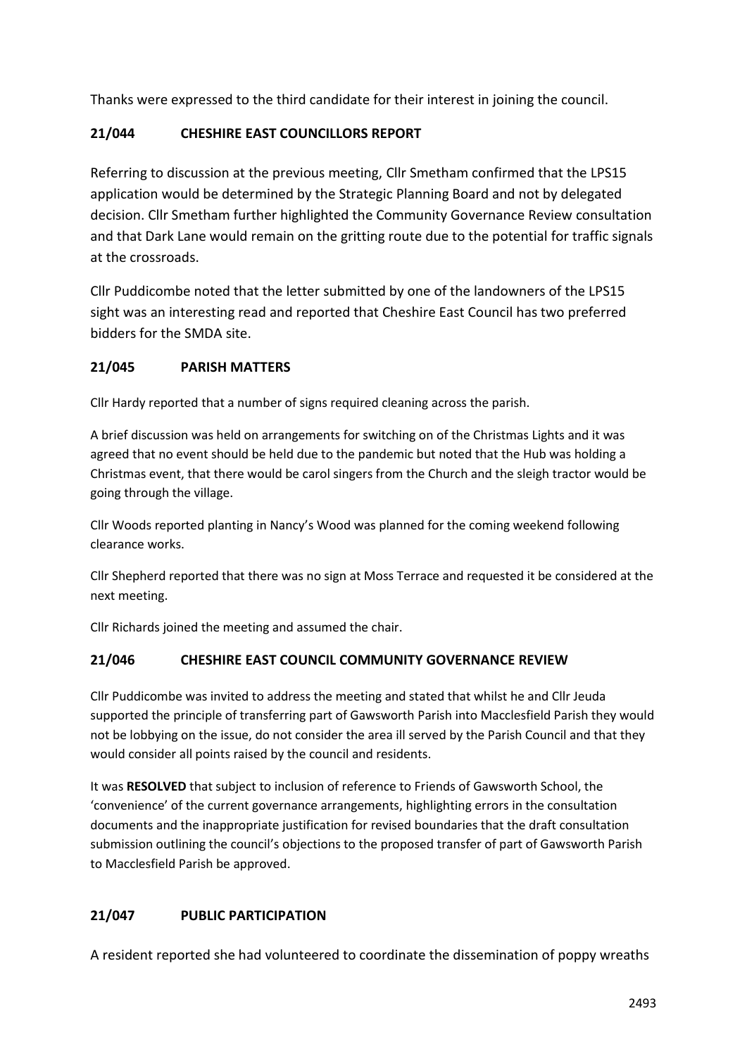Thanks were expressed to the third candidate for their interest in joining the council.

## 21/044 CHESHIRE EAST COUNCILLORS REPORT

Referring to discussion at the previous meeting, Cllr Smetham confirmed that the LPS15 application would be determined by the Strategic Planning Board and not by delegated decision. Cllr Smetham further highlighted the Community Governance Review consultation and that Dark Lane would remain on the gritting route due to the potential for traffic signals at the crossroads.

Cllr Puddicombe noted that the letter submitted by one of the landowners of the LPS15 sight was an interesting read and reported that Cheshire East Council has two preferred bidders for the SMDA site.

## 21/045 PARISH MATTERS

Cllr Hardy reported that a number of signs required cleaning across the parish.

A brief discussion was held on arrangements for switching on of the Christmas Lights and it was agreed that no event should be held due to the pandemic but noted that the Hub was holding a Christmas event, that there would be carol singers from the Church and the sleigh tractor would be going through the village.

Cllr Woods reported planting in Nancy's Wood was planned for the coming weekend following clearance works.

Cllr Shepherd reported that there was no sign at Moss Terrace and requested it be considered at the next meeting.

Cllr Richards joined the meeting and assumed the chair.

## 21/046 CHESHIRE EAST COUNCIL COMMUNITY GOVERNANCE REVIEW

Cllr Puddicombe was invited to address the meeting and stated that whilst he and Cllr Jeuda supported the principle of transferring part of Gawsworth Parish into Macclesfield Parish they would not be lobbying on the issue, do not consider the area ill served by the Parish Council and that they would consider all points raised by the council and residents.

It was **RESOLVED** that subject to inclusion of reference to Friends of Gawsworth School, the 'convenience' of the current governance arrangements, highlighting errors in the consultation documents and the inappropriate justification for revised boundaries that the draft consultation submission outlining the council's objections to the proposed transfer of part of Gawsworth Parish to Macclesfield Parish be approved.

## 21/047 PUBLIC PARTICIPATION

A resident reported she had volunteered to coordinate the dissemination of poppy wreaths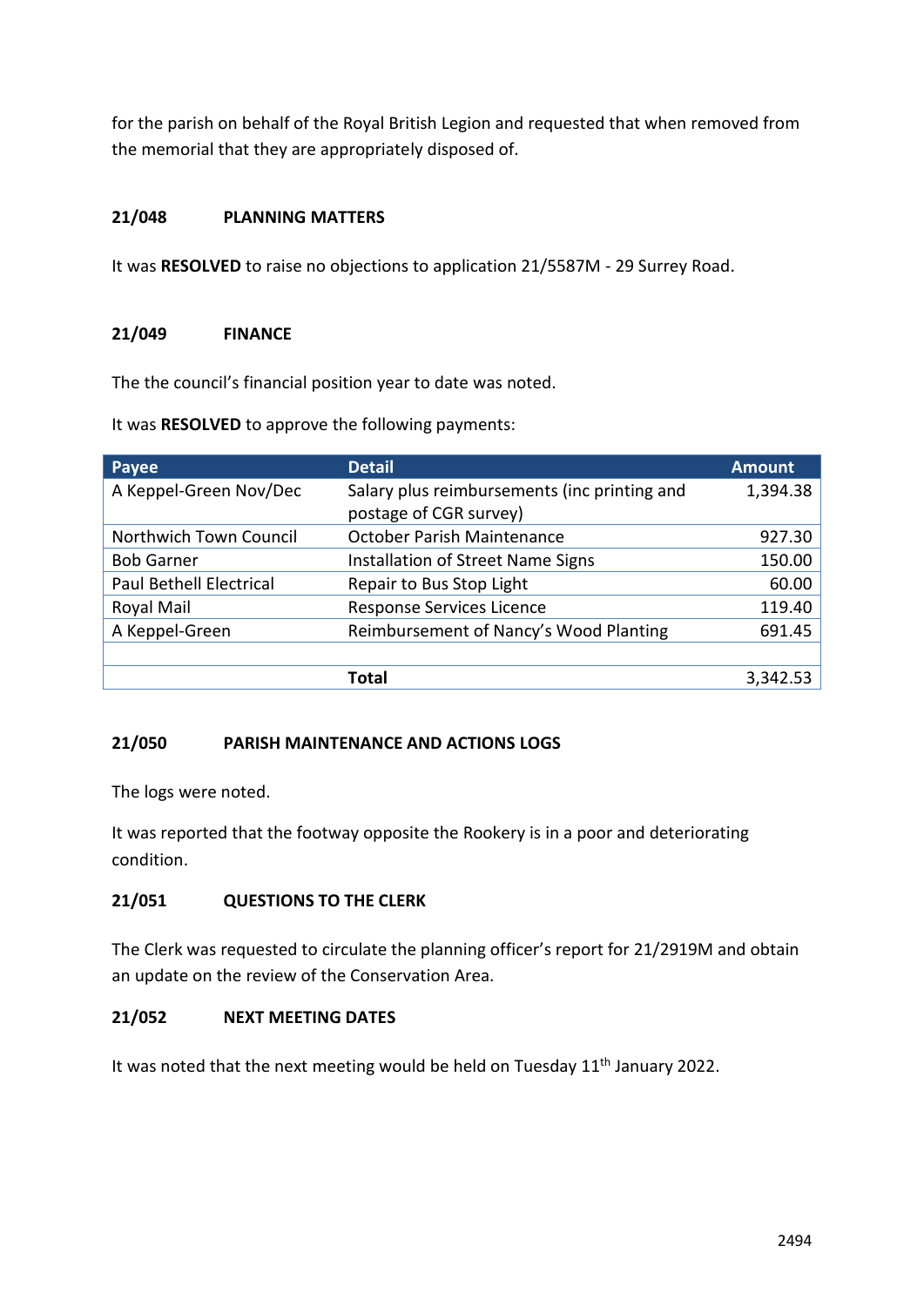for the parish on behalf of the Royal British Legion and requested that when removed from the memorial that they are appropriately disposed of.

### 21/048 PLANNING MATTERS

It was **RESOLVED** to raise no objections to application 21/5587M - 29 Surrey Road.

### 21/049 FINANCE

The the council's financial position year to date was noted.

It was **RESOLVED** to approve the following payments:

| Payee | Detail | Amount |
|---|---|---|
| A Keppel-Green Nov/Dec | Salary plus reimbursements (inc printing and postage of CGR survey) | 1,394.38 |
| Northwich Town Council | October Parish Maintenance | 927.30 |
| Bob Garner | Installation of Street Name Signs | 150.00 |
| Paul Bethell Electrical | Repair to Bus Stop Light | 60.00 |
| Royal Mail | Response Services Licence | 119.40 |
| A Keppel-Green | Reimbursement of Nancy's Wood Planting | 691.45 |
| | | |
| | **Total** | 3,342.53 |

### 21/050 PARISH MAINTENANCE AND ACTIONS LOGS

The logs were noted.

It was reported that the footway opposite the Rookery is in a poor and deteriorating condition.

### 21/051 QUESTIONS TO THE CLERK

The Clerk was requested to circulate the planning officer's report for 21/2919M and obtain an update on the review of the Conservation Area.

### 21/052 NEXT MEETING DATES

It was noted that the next meeting would be held on Tuesday 11th January 2022.